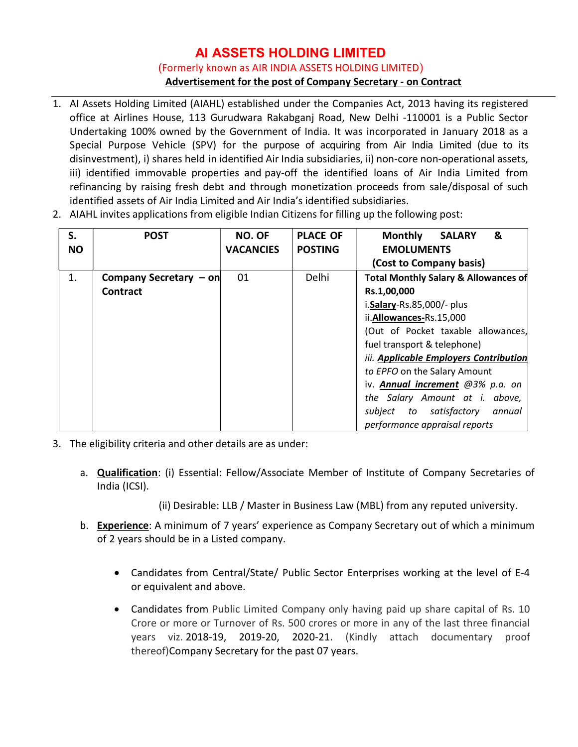# AI ASSETS HOLDING LIMITED

(Formerly known as AIR INDIA ASSETS HOLDING LIMITED)

**Advertisement for the post of Company Secretary - on Contract**

1. AI Assets Holding Limited (AIAHL) established under the Companies Act, 2013 having its registered office at Airlines House, 113 Gurudwara Rakabganj Road, New Delhi -110001 is a Public Sector Undertaking 100% owned by the Government of India. It was incorporated in January 2018 as a Special Purpose Vehicle (SPV) for the purpose of acquiring from Air India Limited (due to its disinvestment), i) shares held in identified Air India subsidiaries, ii) non-core non-operational assets, iii) identified immovable properties and pay-off the identified loans of Air India Limited from refinancing by raising fresh debt and through monetization proceeds from sale/disposal of such identified assets of Air India Limited and Air India's identified subsidiaries.
2. AIAHL invites applications from eligible Indian Citizens for filling up the following post:

| S. NO | POST | NO. OF VACANCIES | PLACE OF POSTING | Monthly SALARY & EMOLUMENTS (Cost to Company basis) |
|---|---|---|---|---|
| 1. | **Company Secretary – on Contract** | 01 | Delhi | **Total Monthly Salary & Allowances of Rs.1,00,000**<br>i.**Salary**-Rs.85,000/- plus<br>ii.**Allowances-**Rs.15,000<br>(Out of Pocket taxable allowances, fuel transport & telephone)<br>*iii. **Applicable Employers Contribution** to EPFO* on the Salary Amount<br>iv. ***Annual increment*** *@3% p.a. on the Salary Amount at i. above, subject to satisfactory annual performance appraisal reports* |

3. The eligibility criteria and other details are as under:

   a. **Qualification**: (i) Essential: Fellow/Associate Member of Institute of Company Secretaries of India (ICSI).

      (ii) Desirable: LLB / Master in Business Law (MBL) from any reputed university.

   b. **Experience**: A minimum of 7 years' experience as Company Secretary out of which a minimum of 2 years should be in a Listed company.

      - Candidates from Central/State/ Public Sector Enterprises working at the level of E-4 or equivalent and above.
      - Candidates from Public Limited Company only having paid up share capital of Rs. 10 Crore or more or Turnover of Rs. 500 crores or more in any of the last three financial years viz. 2018-19, 2019-20, 2020-21. (Kindly attach documentary proof thereof)Company Secretary for the past 07 years.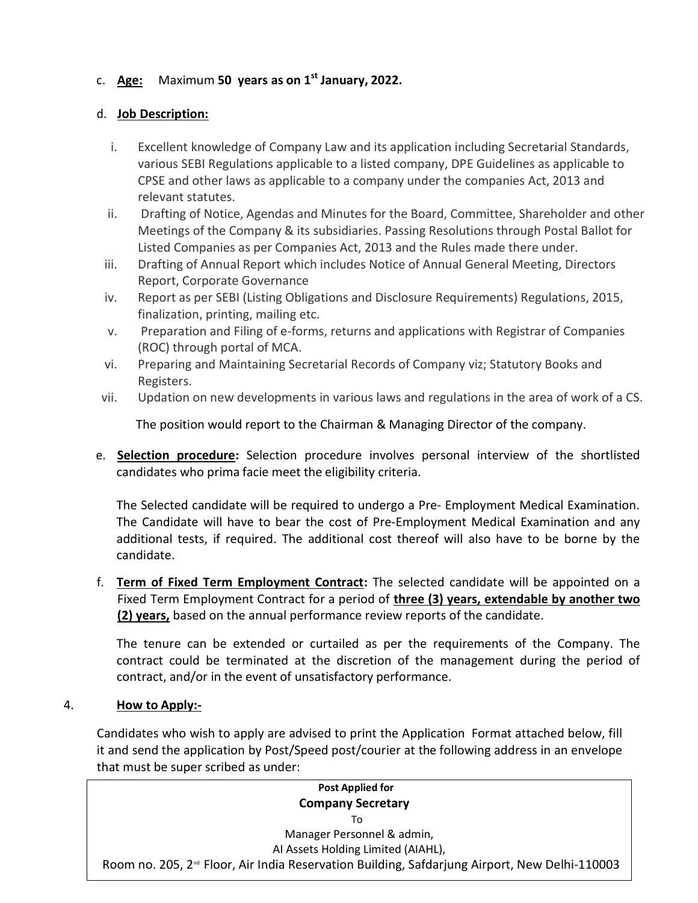c. **Age:** Maximum **50 years as on 1st January, 2022.**

d. **Job Description:**

   i. Excellent knowledge of Company Law and its application including Secretarial Standards, various SEBI Regulations applicable to a listed company, DPE Guidelines as applicable to CPSE and other laws as applicable to a company under the companies Act, 2013 and relevant statutes.
   ii. Drafting of Notice, Agendas and Minutes for the Board, Committee, Shareholder and other Meetings of the Company & its subsidiaries. Passing Resolutions through Postal Ballot for Listed Companies as per Companies Act, 2013 and the Rules made there under.
   iii. Drafting of Annual Report which includes Notice of Annual General Meeting, Directors Report, Corporate Governance
   iv. Report as per SEBI (Listing Obligations and Disclosure Requirements) Regulations, 2015, finalization, printing, mailing etc.
   v. Preparation and Filing of e-forms, returns and applications with Registrar of Companies (ROC) through portal of MCA.
   vi. Preparing and Maintaining Secretarial Records of Company viz; Statutory Books and Registers.
   vii. Updation on new developments in various laws and regulations in the area of work of a CS.

   The position would report to the Chairman & Managing Director of the company.

e. **Selection procedure:** Selection procedure involves personal interview of the shortlisted candidates who prima facie meet the eligibility criteria.

   The Selected candidate will be required to undergo a Pre- Employment Medical Examination. The Candidate will have to bear the cost of Pre-Employment Medical Examination and any additional tests, if required. The additional cost thereof will also have to be borne by the candidate.

f. **Term of Fixed Term Employment Contract:** The selected candidate will be appointed on a Fixed Term Employment Contract for a period of **three (3) years, extendable by another two (2) years,** based on the annual performance review reports of the candidate.

   The tenure can be extended or curtailed as per the requirements of the Company. The contract could be terminated at the discretion of the management during the period of contract, and/or in the event of unsatisfactory performance.

4. **How to Apply:-**

Candidates who wish to apply are advised to print the Application Format attached below, fill it and send the application by Post/Speed post/courier at the following address in an envelope that must be super scribed as under:

| **Post Applied for** |
|---|
| **Company Secretary** |
| To |
| Manager Personnel & admin, |
| AI Assets Holding Limited (AIAHL), |
| Room no. 205, 2nd Floor, Air India Reservation Building, Safdarjung Airport, New Delhi-110003 |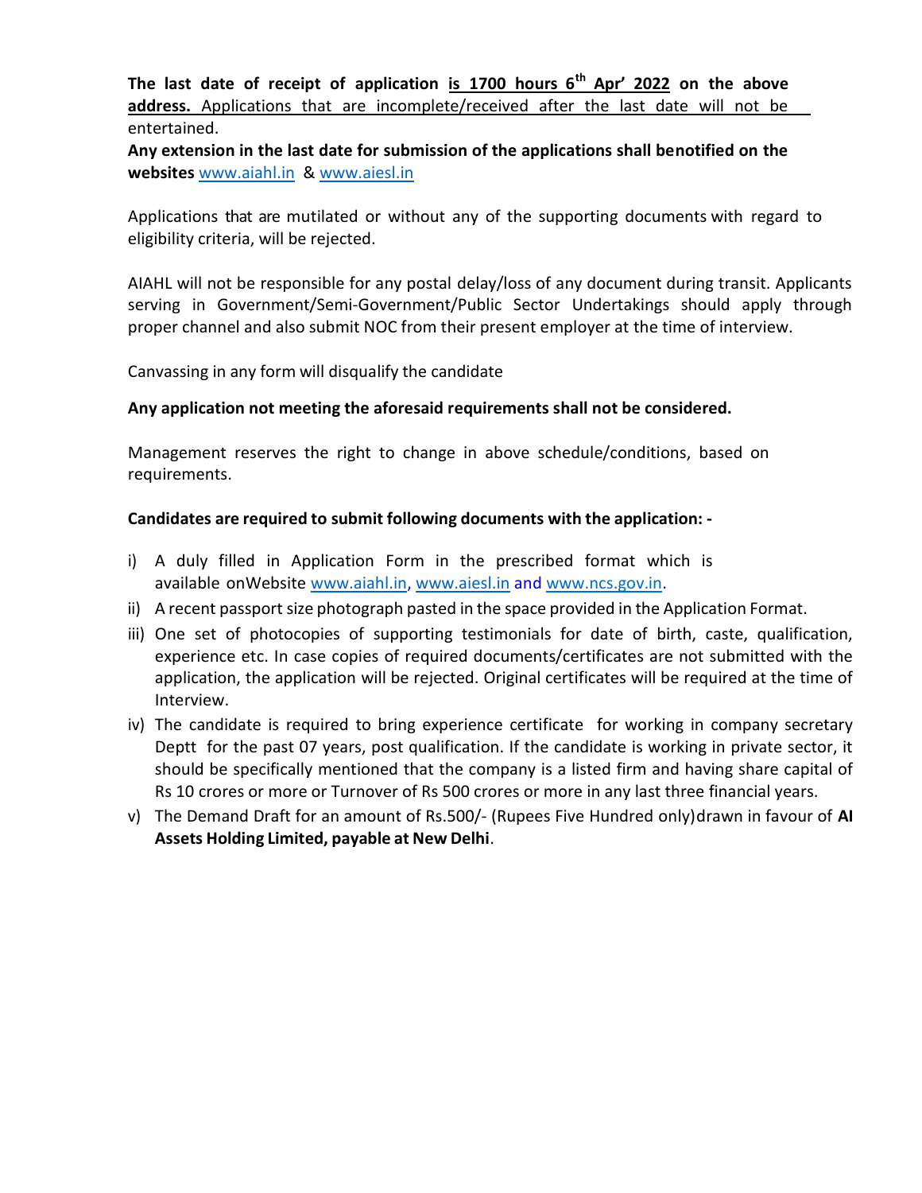**The last date of receipt of application is 1700 hours 6th Apr' 2022 on the above address.** Applications that are incomplete/received after the last date will not be entertained.

**Any extension in the last date for submission of the applications shall benotified on the websites** www.aiahl.in & www.aiesl.in

Applications that are mutilated or without any of the supporting documents with regard to eligibility criteria, will be rejected.

AIAHL will not be responsible for any postal delay/loss of any document during transit. Applicants serving in Government/Semi-Government/Public Sector Undertakings should apply through proper channel and also submit NOC from their present employer at the time of interview.

Canvassing in any form will disqualify the candidate

**Any application not meeting the aforesaid requirements shall not be considered.**

Management reserves the right to change in above schedule/conditions, based on requirements.

**Candidates are required to submit following documents with the application: -**

i) A duly filled in Application Form in the prescribed format which is available onWebsite www.aiahl.in, www.aiesl.in and www.ncs.gov.in.
ii) A recent passport size photograph pasted in the space provided in the Application Format.
iii) One set of photocopies of supporting testimonials for date of birth, caste, qualification, experience etc. In case copies of required documents/certificates are not submitted with the application, the application will be rejected. Original certificates will be required at the time of Interview.
iv) The candidate is required to bring experience certificate for working in company secretary Deptt for the past 07 years, post qualification. If the candidate is working in private sector, it should be specifically mentioned that the company is a listed firm and having share capital of Rs 10 crores or more or Turnover of Rs 500 crores or more in any last three financial years.
v) The Demand Draft for an amount of Rs.500/- (Rupees Five Hundred only)drawn in favour of **AI Assets Holding Limited, payable at New Delhi**.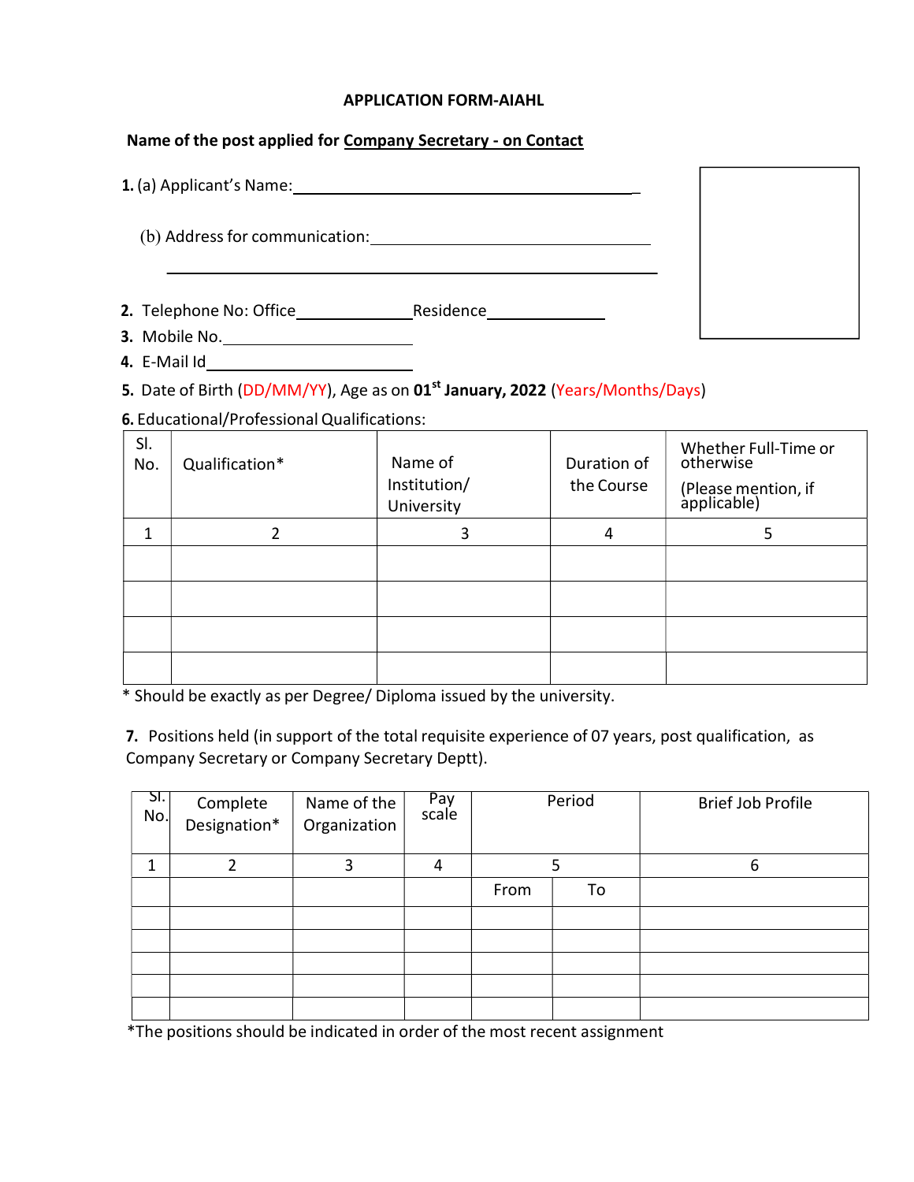## APPLICATION FORM-AIAHL

**Name of the post applied for <u>Company Secretary - on Contact</u>**

**1.** (a) Applicant's Name:\_\_\_\_\_\_\_\_\_\_\_\_\_\_\_\_\_\_\_\_\_\_\_\_\_\_\_\_\_\_\_\_\_\_\_\_\_\_\_\_\_\_

(b) Address for communication:\_\_\_\_\_\_\_\_\_\_\_\_\_\_\_\_\_\_\_\_\_\_\_\_\_\_\_\_\_\_\_\_\_\_\_\_

\_\_\_\_\_\_\_\_\_\_\_\_\_\_\_\_\_\_\_\_\_\_\_\_\_\_\_\_\_\_\_\_\_\_\_\_\_\_\_\_\_\_\_\_\_\_\_\_\_\_\_\_\_\_\_\_\_\_

**2.** Telephone No: Office\_\_\_\_\_\_\_\_\_\_\_\_\_\_Residence\_\_\_\_\_\_\_\_\_\_\_\_\_\_

**3.** Mobile No.\_\_\_\_\_\_\_\_\_\_\_\_\_\_\_\_\_\_\_\_\_\_\_\_

**4.** E-Mail Id\_\_\_\_\_\_\_\_\_\_\_\_\_\_\_\_\_\_\_\_\_\_\_\_\_\_\_

**5.** Date of Birth (DD/MM/YY), Age as on **01st January, 2022** (Years/Months/Days)

**6.** Educational/Professional Qualifications:

| Sl. No. | Qualification* | Name of Institution/ University | Duration of the Course | Whether Full-Time or otherwise (Please mention, if applicable) |
|---|---|---|---|---|
| 1 | 2 | 3 | 4 | 5 |
| | | | | |
| | | | | |
| | | | | |
| | | | | |

\* Should be exactly as per Degree/ Diploma issued by the university.

**7.** Positions held (in support of the total requisite experience of 07 years, post qualification, as Company Secretary or Company Secretary Deptt).

| Sl. No. | Complete Designation* | Name of the Organization | Pay scale | Period | | Brief Job Profile |
|---|---|---|---|---|---|---|
| 1 | 2 | 3 | 4 | 5 | | 6 |
| | | | | From | To | |
| | | | | | | |
| | | | | | | |
| | | | | | | |
| | | | | | | |
| | | | | | | |

*The positions should be indicated in order of the most recent assignment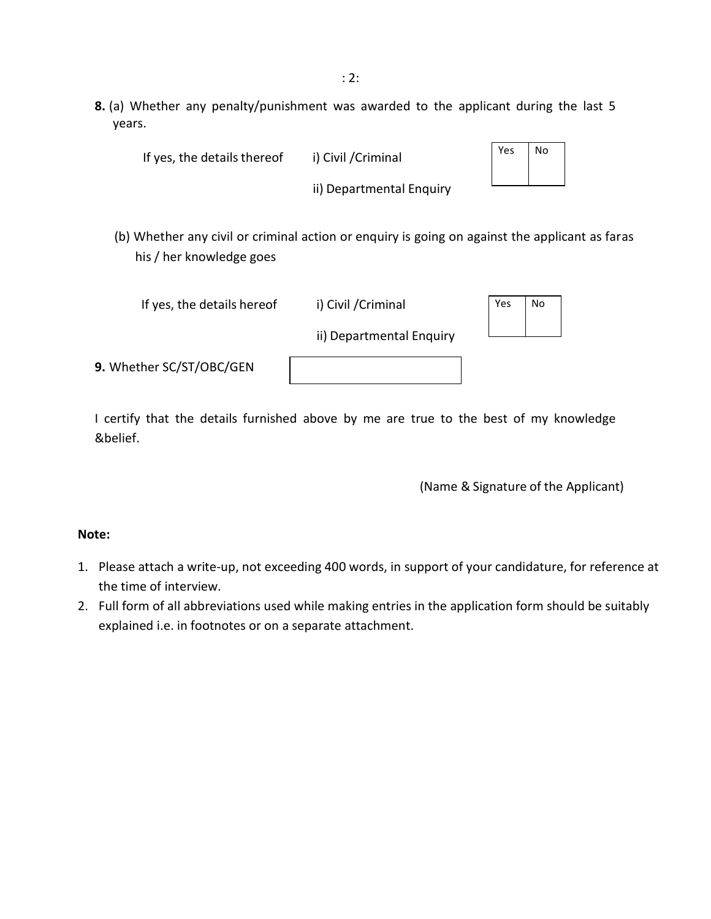**8.** (a) Whether any penalty/punishment was awarded to the applicant during the last 5 years.

If yes, the details thereof    i) Civil /Criminal

ii) Departmental Enquiry

| Yes | No |
|---|---|
| | |

(b) Whether any civil or criminal action or enquiry is going on against the applicant as faras his / her knowledge goes

If yes, the details hereof    i) Civil /Criminal

ii) Departmental Enquiry

| Yes | No |
|---|---|
| | |

**9.** Whether SC/ST/OBC/GEN

I certify that the details furnished above by me are true to the best of my knowledge &belief.

(Name & Signature of the Applicant)

**Note:**

1. Please attach a write-up, not exceeding 400 words, in support of your candidature, for reference at the time of interview.
2. Full form of all abbreviations used while making entries in the application form should be suitably explained i.e. in footnotes or on a separate attachment.